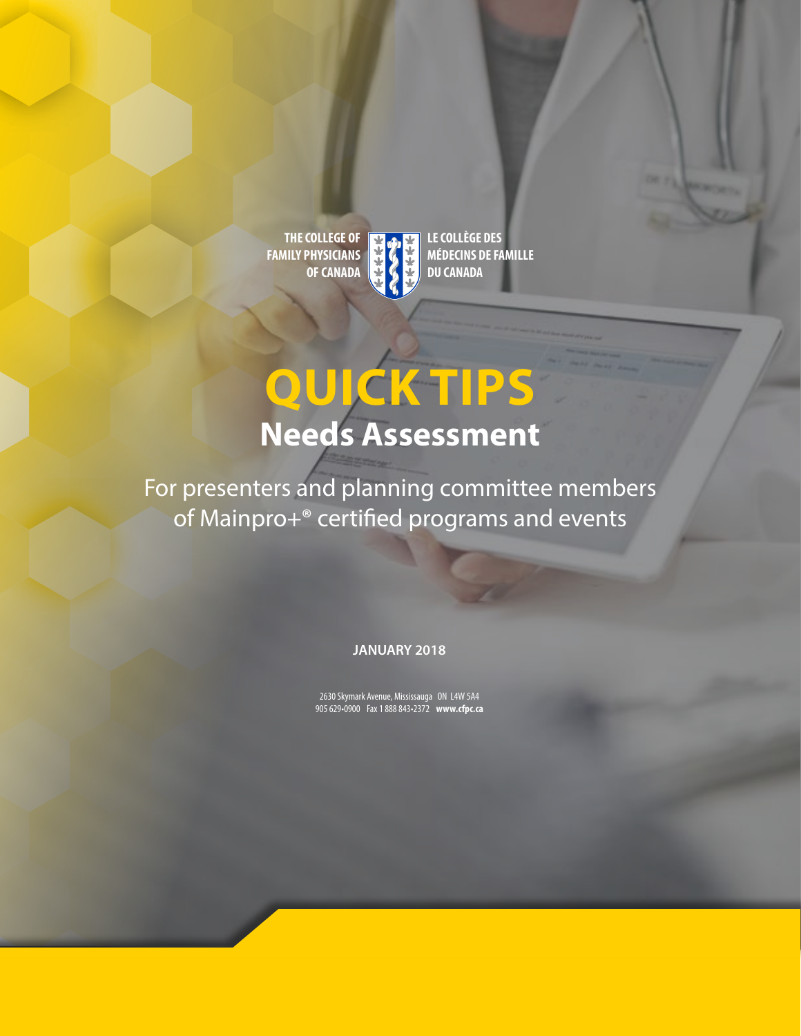THE COLLEGE OF FAMILY PHYSICIANS OF CANADA

LE COLLÈGE DES MÉDECINS DE FAMILLE DU CANADA

# QUICK TIPS

## Needs Assessment

For presenters and planning committee members of Mainpro+® certified programs and events

**JANUARY 2018**

2630 Skymark Avenue, Mississauga ON L4W 5A4
905 629•0900 Fax 1 888 843•2372 **www.cfpc.ca**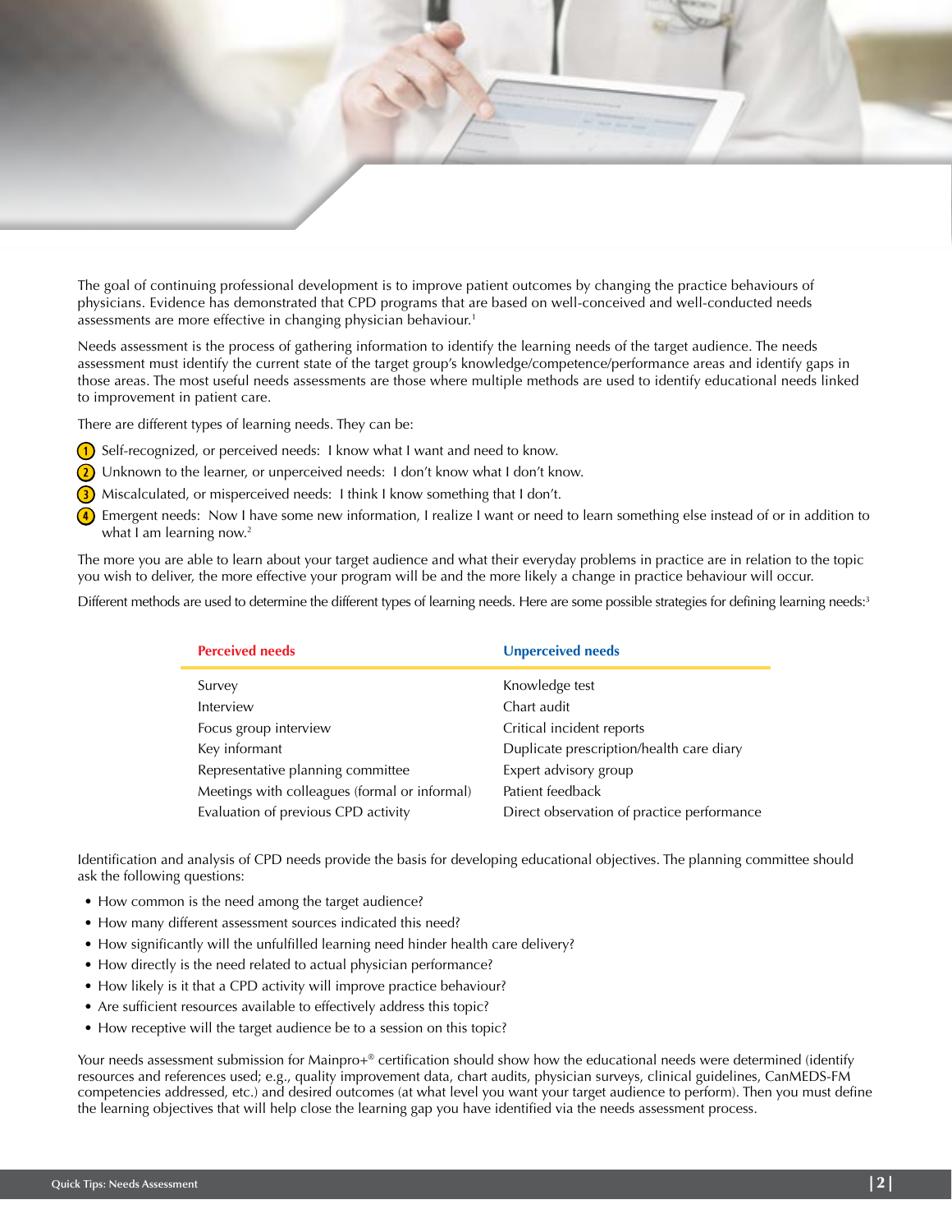The goal of continuing professional development is to improve patient outcomes by changing the practice behaviours of physicians. Evidence has demonstrated that CPD programs that are based on well-conceived and well-conducted needs assessments are more effective in changing physician behaviour.[1]

Needs assessment is the process of gathering information to identify the learning needs of the target audience. The needs assessment must identify the current state of the target group's knowledge/competence/performance areas and identify gaps in those areas. The most useful needs assessments are those where multiple methods are used to identify educational needs linked to improvement in patient care.

There are different types of learning needs. They can be:

1. Self-recognized, or perceived needs: I know what I want and need to know.
2. Unknown to the learner, or unperceived needs: I don't know what I don't know.
3. Miscalculated, or misperceived needs: I think I know something that I don't.
4. Emergent needs: Now I have some new information, I realize I want or need to learn something else instead of or in addition to what I am learning now.[2]

The more you are able to learn about your target audience and what their everyday problems in practice are in relation to the topic you wish to deliver, the more effective your program will be and the more likely a change in practice behaviour will occur.

Different methods are used to determine the different types of learning needs. Here are some possible strategies for defining learning needs:[3]

| Perceived needs | Unperceived needs |
|---|---|
| Survey | Knowledge test |
| Interview | Chart audit |
| Focus group interview | Critical incident reports |
| Key informant | Duplicate prescription/health care diary |
| Representative planning committee | Expert advisory group |
| Meetings with colleagues (formal or informal) | Patient feedback |
| Evaluation of previous CPD activity | Direct observation of practice performance |

Identification and analysis of CPD needs provide the basis for developing educational objectives. The planning committee should ask the following questions:

- How common is the need among the target audience?
- How many different assessment sources indicated this need?
- How significantly will the unfulfilled learning need hinder health care delivery?
- How directly is the need related to actual physician performance?
- How likely is it that a CPD activity will improve practice behaviour?
- Are sufficient resources available to effectively address this topic?
- How receptive will the target audience be to a session on this topic?

Your needs assessment submission for Mainpro+® certification should show how the educational needs were determined (identify resources and references used; e.g., quality improvement data, chart audits, physician surveys, clinical guidelines, CanMEDS-FM competencies addressed, etc.) and desired outcomes (at what level you want your target audience to perform). Then you must define the learning objectives that will help close the learning gap you have identified via the needs assessment process.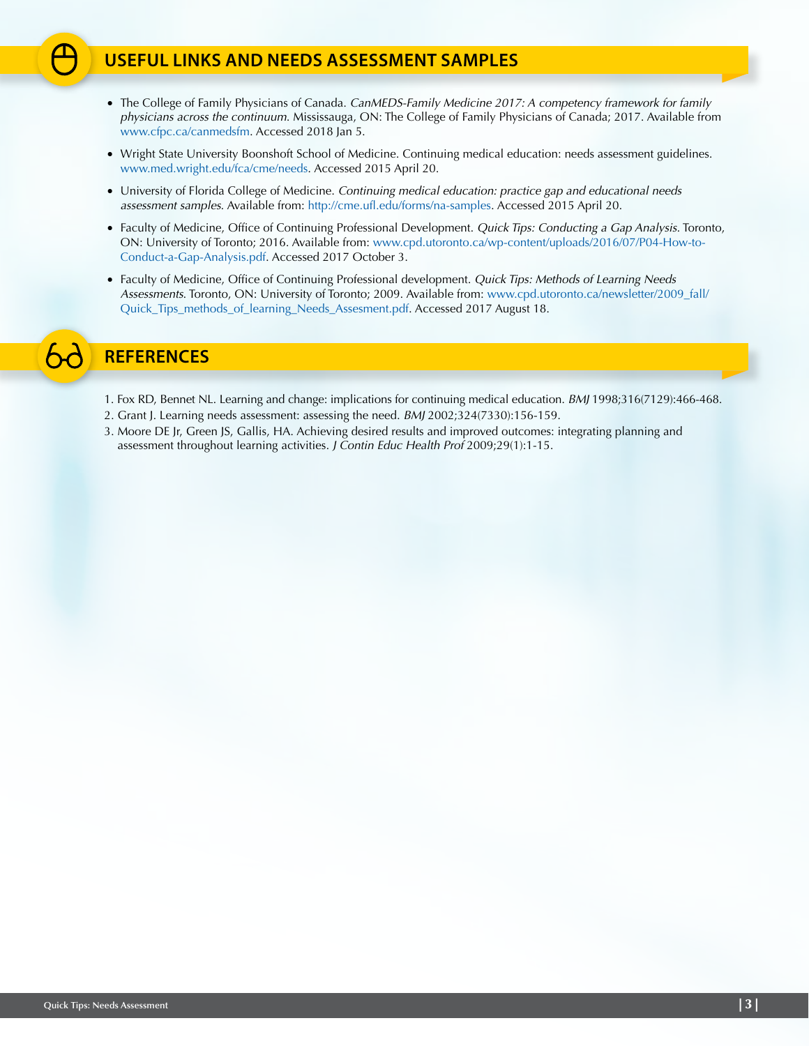## USEFUL LINKS AND NEEDS ASSESSMENT SAMPLES

- The College of Family Physicians of Canada. *CanMEDS-Family Medicine 2017: A competency framework for family physicians across the continuum.* Mississauga, ON: The College of Family Physicians of Canada; 2017. Available from www.cfpc.ca/canmedsfm. Accessed 2018 Jan 5.
- Wright State University Boonshoft School of Medicine. Continuing medical education: needs assessment guidelines. www.med.wright.edu/fca/cme/needs. Accessed 2015 April 20.
- University of Florida College of Medicine. *Continuing medical education: practice gap and educational needs assessment samples*. Available from: http://cme.ufl.edu/forms/na-samples. Accessed 2015 April 20.
- Faculty of Medicine, Office of Continuing Professional Development. *Quick Tips: Conducting a Gap Analysis*. Toronto, ON: University of Toronto; 2016. Available from: www.cpd.utoronto.ca/wp-content/uploads/2016/07/P04-How-to-Conduct-a-Gap-Analysis.pdf. Accessed 2017 October 3.
- Faculty of Medicine, Office of Continuing Professional development. *Quick Tips: Methods of Learning Needs Assessments*. Toronto, ON: University of Toronto; 2009. Available from: www.cpd.utoronto.ca/newsletter/2009_fall/Quick_Tips_methods_of_learning_Needs_Assesment.pdf. Accessed 2017 August 18.

## REFERENCES

1. Fox RD, Bennet NL. Learning and change: implications for continuing medical education. *BMJ* 1998;316(7129):466-468.
2. Grant J. Learning needs assessment: assessing the need. *BMJ* 2002;324(7330):156-159.
3. Moore DE Jr, Green JS, Gallis, HA. Achieving desired results and improved outcomes: integrating planning and assessment throughout learning activities. *J Contin Educ Health Prof* 2009;29(1):1-15.